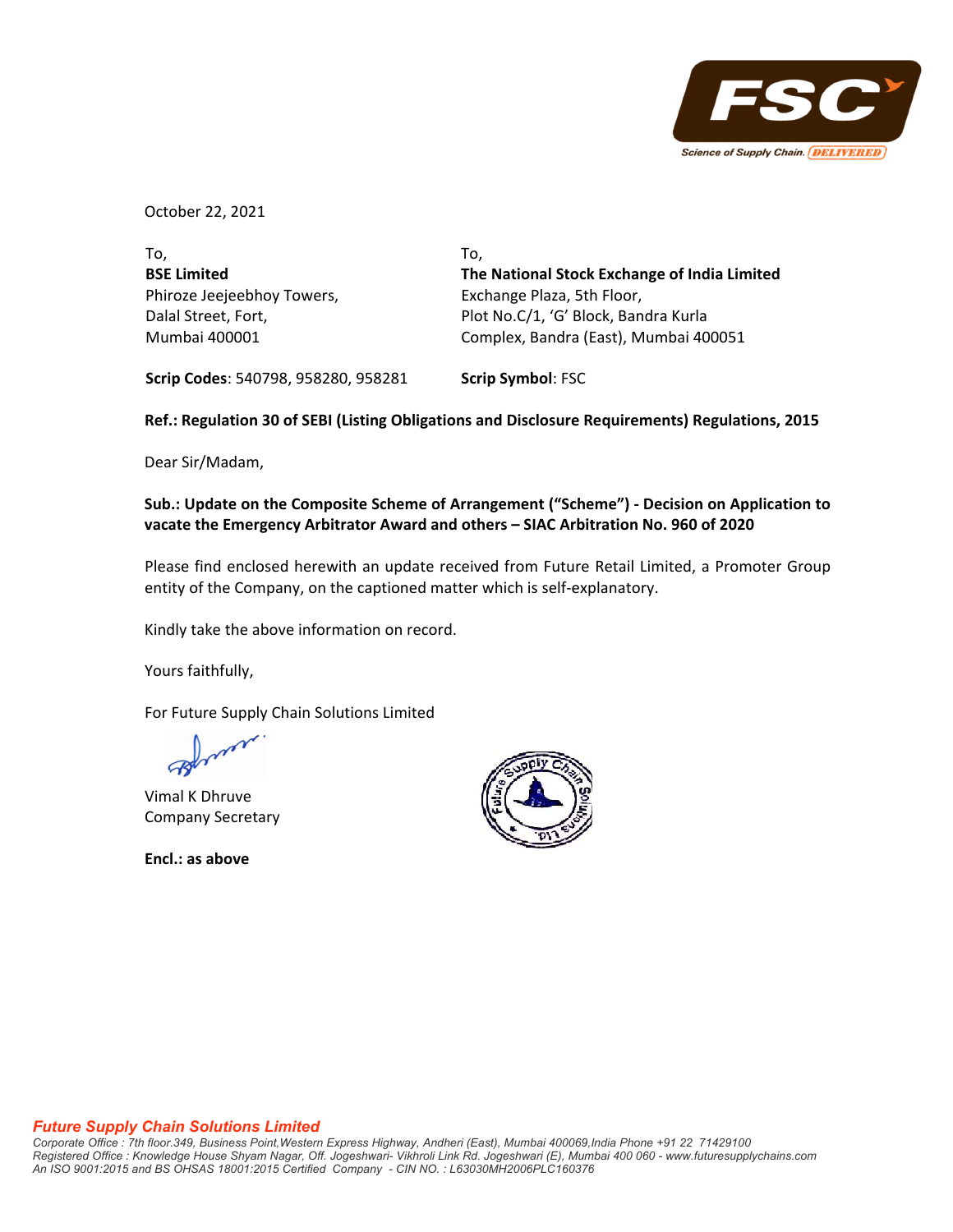October 22, 2021

| To, | To, |
|---|---|
| **BSE Limited** | **The National Stock Exchange of India Limited** |
| Phiroze Jeejeebhoy Towers, | Exchange Plaza, 5th Floor, |
| Dalal Street, Fort, | Plot No.C/1, 'G' Block, Bandra Kurla |
| Mumbai 400001 | Complex, Bandra (East), Mumbai 400051 |
| **Scrip Codes**: 540798, 958280, 958281 | **Scrip Symbol**: FSC |

**Ref.: Regulation 30 of SEBI (Listing Obligations and Disclosure Requirements) Regulations, 2015**

Dear Sir/Madam,

**Sub.: Update on the Composite Scheme of Arrangement ("Scheme") - Decision on Application to vacate the Emergency Arbitrator Award and others – SIAC Arbitration No. 960 of 2020**

Please find enclosed herewith an update received from Future Retail Limited, a Promoter Group entity of the Company, on the captioned matter which is self-explanatory.

Kindly take the above information on record.

Yours faithfully,

For Future Supply Chain Solutions Limited

Vimal K Dhruve
Company Secretary

**Encl.: as above**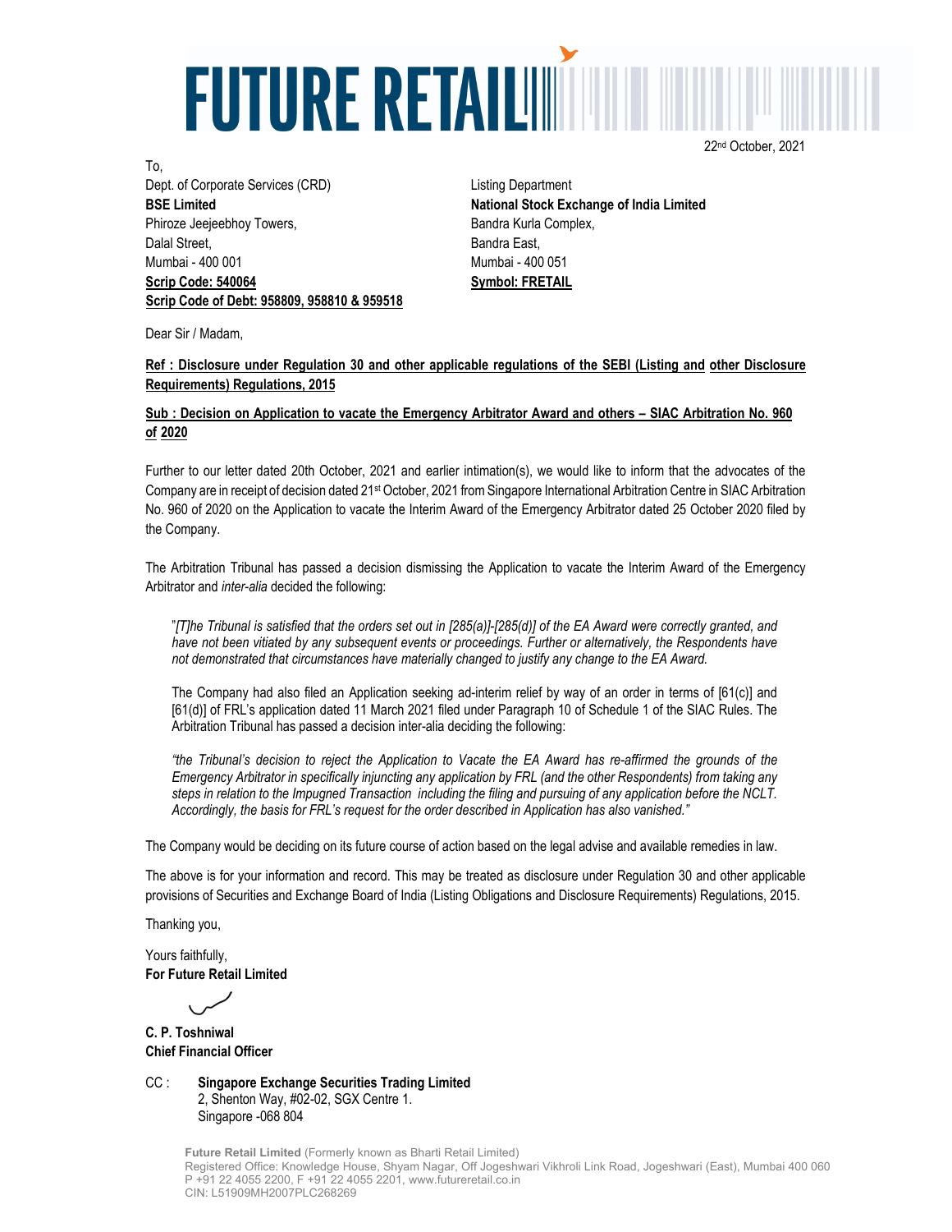# FUTURE RETAIL

22nd October, 2021

To,

| | |
|---|---|
| Dept. of Corporate Services (CRD) | Listing Department |
| **BSE Limited** | **National Stock Exchange of India Limited** |
| Phiroze Jeejeebhoy Towers, | Bandra Kurla Complex, |
| Dalal Street, | Bandra East, |
| Mumbai - 400 001 | Mumbai - 400 051 |
| **Scrip Code: 540064** | **Symbol: FRETAIL** |
| **Scrip Code of Debt: 958809, 958810 & 959518** | |

Dear Sir / Madam,

**Ref : Disclosure under Regulation 30 and other applicable regulations of the SEBI (Listing and other Disclosure Requirements) Regulations, 2015**

**Sub : Decision on Application to vacate the Emergency Arbitrator Award and others – SIAC Arbitration No. 960 of 2020**

Further to our letter dated 20th October, 2021 and earlier intimation(s), we would like to inform that the advocates of the Company are in receipt of decision dated 21st October, 2021 from Singapore International Arbitration Centre in SIAC Arbitration No. 960 of 2020 on the Application to vacate the Interim Award of the Emergency Arbitrator dated 25 October 2020 filed by the Company.

The Arbitration Tribunal has passed a decision dismissing the Application to vacate the Interim Award of the Emergency Arbitrator and *inter-alia* decided the following:

> "*[T]he Tribunal is satisfied that the orders set out in [285(a)]-[285(d)] of the EA Award were correctly granted, and have not been vitiated by any subsequent events or proceedings. Further or alternatively, the Respondents have not demonstrated that circumstances have materially changed to justify any change to the EA Award.*
>
> The Company had also filed an Application seeking ad-interim relief by way of an order in terms of [61(c)] and [61(d)] of FRL's application dated 11 March 2021 filed under Paragraph 10 of Schedule 1 of the SIAC Rules. The Arbitration Tribunal has passed a decision inter-alia deciding the following:
>
> *"the Tribunal's decision to reject the Application to Vacate the EA Award has re-affirmed the grounds of the Emergency Arbitrator in specifically injuncting any application by FRL (and the other Respondents) from taking any steps in relation to the Impugned Transaction including the filing and pursuing of any application before the NCLT. Accordingly, the basis for FRL's request for the order described in Application has also vanished."*

The Company would be deciding on its future course of action based on the legal advise and available remedies in law.

The above is for your information and record. This may be treated as disclosure under Regulation 30 and other applicable provisions of Securities and Exchange Board of India (Listing Obligations and Disclosure Requirements) Regulations, 2015.

Thanking you,

Yours faithfully,
**For Future Retail Limited**

**C. P. Toshniwal**
**Chief Financial Officer**

CC : **Singapore Exchange Securities Trading Limited**
2, Shenton Way, #02-02, SGX Centre 1.
Singapore -068 804

**Future Retail Limited** (Formerly known as Bharti Retail Limited)
Registered Office: Knowledge House, Shyam Nagar, Off Jogeshwari Vikhroli Link Road, Jogeshwari (East), Mumbai 400 060
P +91 22 4055 2200, F +91 22 4055 2201, www.futureretail.co.in
CIN: L51909MH2007PLC268269